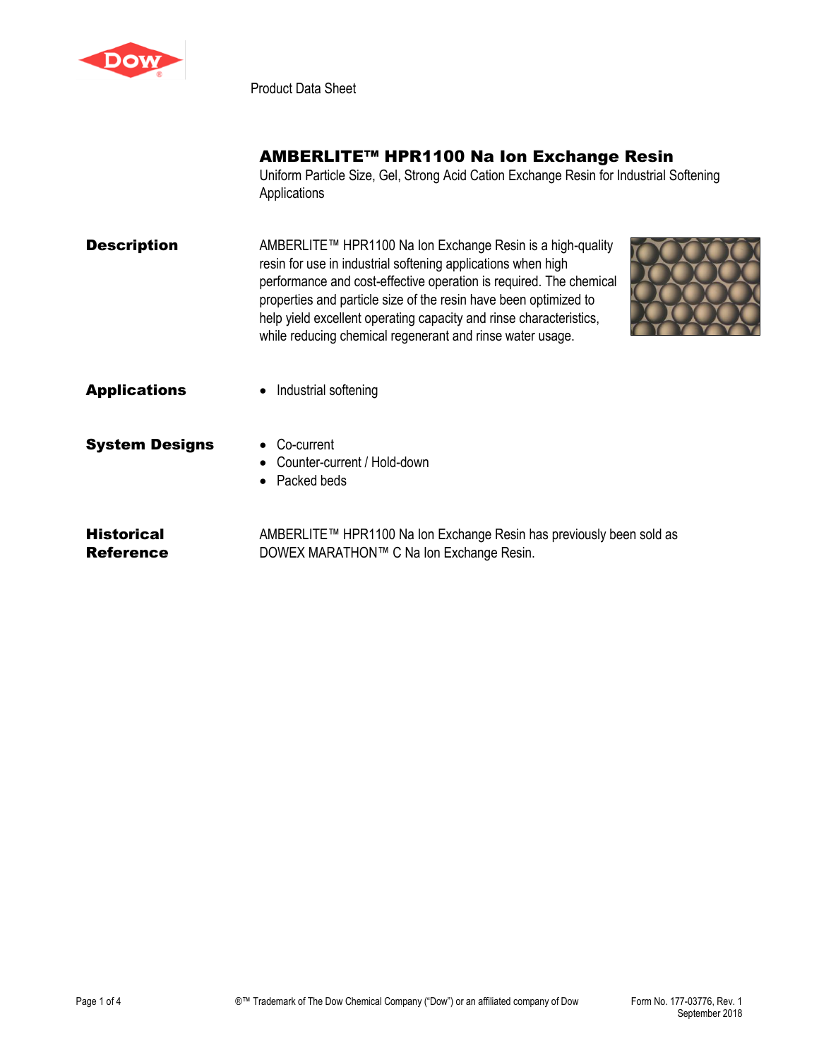Product Data Sheet

# AMBERLITE™ HPR1100 Na Ion Exchange Resin

Uniform Particle Size, Gel, Strong Acid Cation Exchange Resin for Industrial Softening Applications

## Description

AMBERLITE™ HPR1100 Na Ion Exchange Resin is a high-quality resin for use in industrial softening applications when high performance and cost-effective operation is required. The chemical properties and particle size of the resin have been optimized to help yield excellent operating capacity and rinse characteristics, while reducing chemical regenerant and rinse water usage.

## Applications

- Industrial softening

## System Designs

- Co-current
- Counter-current / Hold-down
- Packed beds

## Historical Reference

AMBERLITE™ HPR1100 Na Ion Exchange Resin has previously been sold as DOWEX MARATHON™ C Na Ion Exchange Resin.

®™ Trademark of The Dow Chemical Company ("Dow") or an affiliated company of Dow

Form No. 177-03776, Rev. 1
September 2018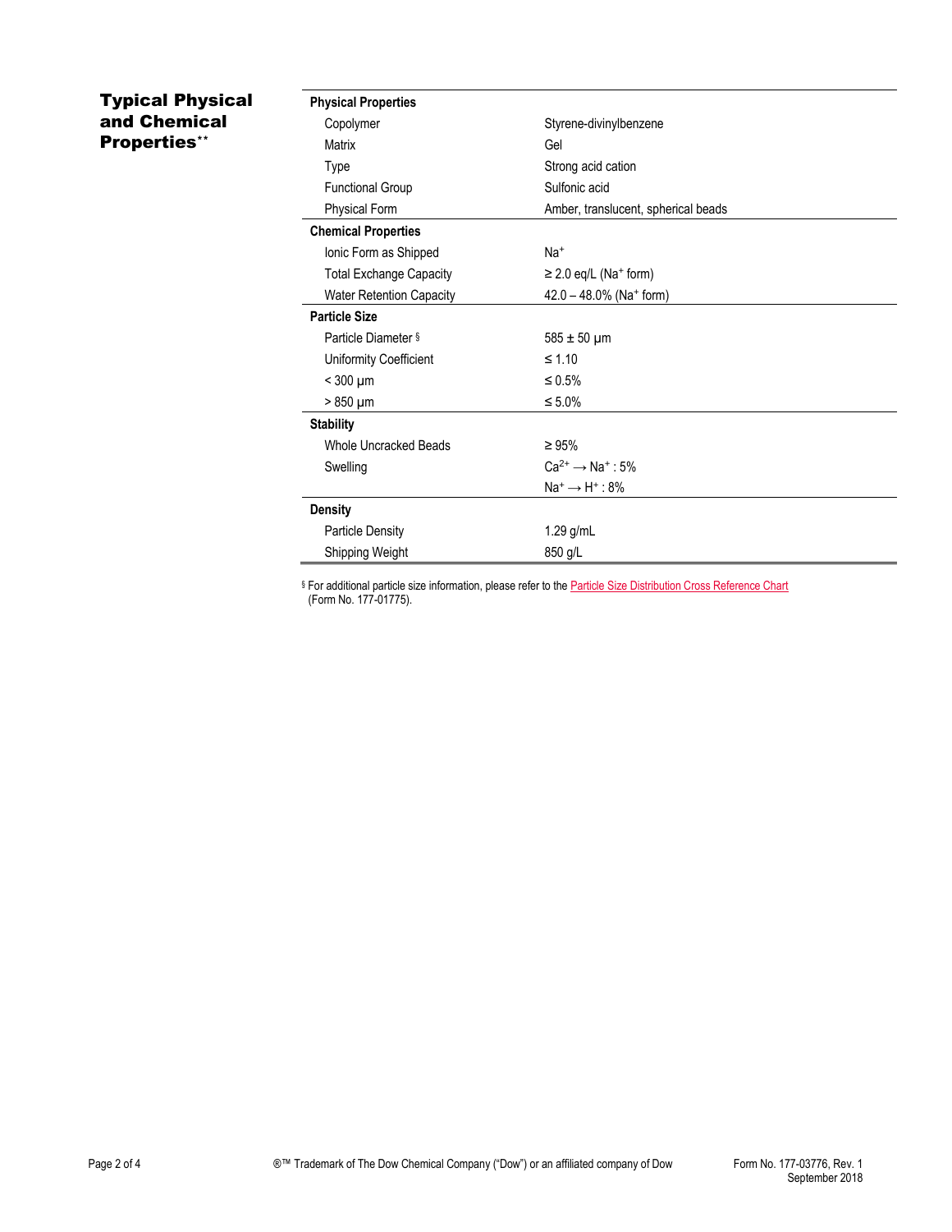## Typical Physical and Chemical Properties**

| Property | Value |
|---|---|
| **Physical Properties** | |
| Copolymer | Styrene-divinylbenzene |
| Matrix | Gel |
| Type | Strong acid cation |
| Functional Group | Sulfonic acid |
| Physical Form | Amber, translucent, spherical beads |
| **Chemical Properties** | |
| Ionic Form as Shipped | $Na^+$ |
| Total Exchange Capacity | ≥ 2.0 eq/L ($Na^+$ form) |
| Water Retention Capacity | 42.0 – 48.0% ($Na^+$ form) |
| **Particle Size** | |
| Particle Diameter § | 585 ± 50 µm |
| Uniformity Coefficient | ≤ 1.10 |
| < 300 µm | ≤ 0.5% |
| > 850 µm | ≤ 5.0% |
| **Stability** | |
| Whole Uncracked Beads | ≥ 95% |
| Swelling | $Ca^{2+} \rightarrow Na^+$ : 5% |
| | $Na^+ \rightarrow H^+$ : 8% |
| **Density** | |
| Particle Density | 1.29 g/mL |
| Shipping Weight | 850 g/L |

§ For additional particle size information, please refer to the Particle Size Distribution Cross Reference Chart (Form No. 177-01775).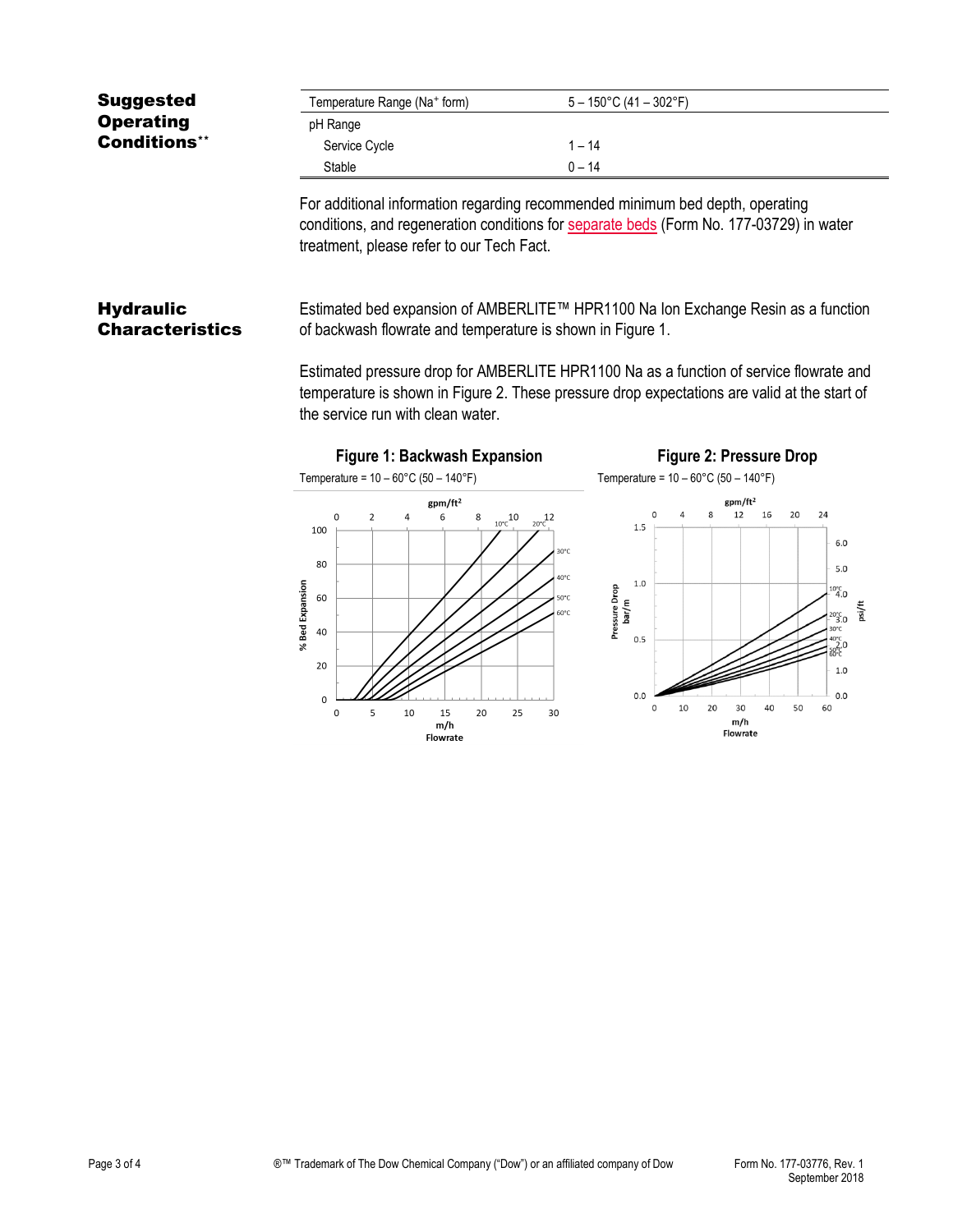## Suggested Operating Conditions**

| Temperature Range ($Na^+$ form) | 5 – 150°C (41 – 302°F) |
|---|---|
| pH Range | |
| Service Cycle | 1 – 14 |
| Stable | 0 – 14 |

For additional information regarding recommended minimum bed depth, operating conditions, and regeneration conditions for separate beds (Form No. 177-03729) in water treatment, please refer to our Tech Fact.

## Hydraulic Characteristics

Estimated bed expansion of AMBERLITE™ HPR1100 Na Ion Exchange Resin as a function of backwash flowrate and temperature is shown in Figure 1.

Estimated pressure drop for AMBERLITE HPR1100 Na as a function of service flowrate and temperature is shown in Figure 2. These pressure drop expectations are valid at the start of the service run with clean water.

**Figure 1: Backwash Expansion**

Temperature = 10 – 60°C (50 – 140°F)

**Figure 2: Pressure Drop**

Temperature = 10 – 60°C (50 – 140°F)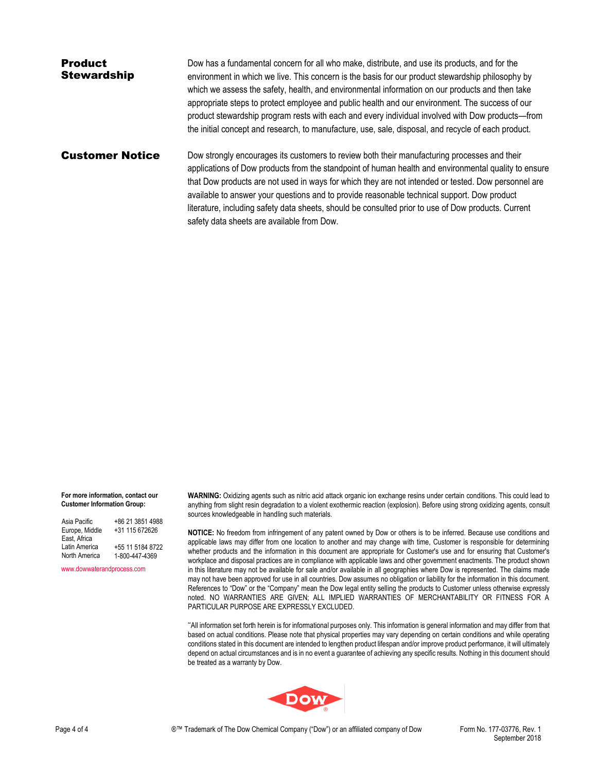## Product Stewardship

Dow has a fundamental concern for all who make, distribute, and use its products, and for the environment in which we live. This concern is the basis for our product stewardship philosophy by which we assess the safety, health, and environmental information on our products and then take appropriate steps to protect employee and public health and our environment. The success of our product stewardship program rests with each and every individual involved with Dow products—from the initial concept and research, to manufacture, use, sale, disposal, and recycle of each product.

## Customer Notice

Dow strongly encourages its customers to review both their manufacturing processes and their applications of Dow products from the standpoint of human health and environmental quality to ensure that Dow products are not used in ways for which they are not intended or tested. Dow personnel are available to answer your questions and to provide reasonable technical support. Dow product literature, including safety data sheets, should be consulted prior to use of Dow products. Current safety data sheets are available from Dow.

**For more information, contact our Customer Information Group:**

| | |
|---|---|
| Asia Pacific | +86 21 3851 4988 |
| Europe, Middle East, Africa | +31 115 672626 |
| Latin America | +55 11 5184 8722 |
| North America | 1-800-447-4369 |

www.dowwaterandprocess.com

**WARNING:** Oxidizing agents such as nitric acid attack organic ion exchange resins under certain conditions. This could lead to anything from slight resin degradation to a violent exothermic reaction (explosion). Before using strong oxidizing agents, consult sources knowledgeable in handling such materials.

**NOTICE:** No freedom from infringement of any patent owned by Dow or others is to be inferred. Because use conditions and applicable laws may differ from one location to another and may change with time, Customer is responsible for determining whether products and the information in this document are appropriate for Customer's use and for ensuring that Customer's workplace and disposal practices are in compliance with applicable laws and other government enactments. The product shown in this literature may not be available for sale and/or available in all geographies where Dow is represented. The claims made may not have been approved for use in all countries. Dow assumes no obligation or liability for the information in this document. References to "Dow" or the "Company" mean the Dow legal entity selling the products to Customer unless otherwise expressly noted. NO WARRANTIES ARE GIVEN; ALL IMPLIED WARRANTIES OF MERCHANTABILITY OR FITNESS FOR A PARTICULAR PURPOSE ARE EXPRESSLY EXCLUDED.

"All information set forth herein is for informational purposes only. This information is general information and may differ from that based on actual conditions. Please note that physical properties may vary depending on certain conditions and while operating conditions stated in this document are intended to lengthen product lifespan and/or improve product performance, it will ultimately depend on actual circumstances and is in no event a guarantee of achieving any specific results. Nothing in this document should be treated as a warranty by Dow.

®™ Trademark of The Dow Chemical Company ("Dow") or an affiliated company of Dow

Form No. 177-03776, Rev. 1
September 2018